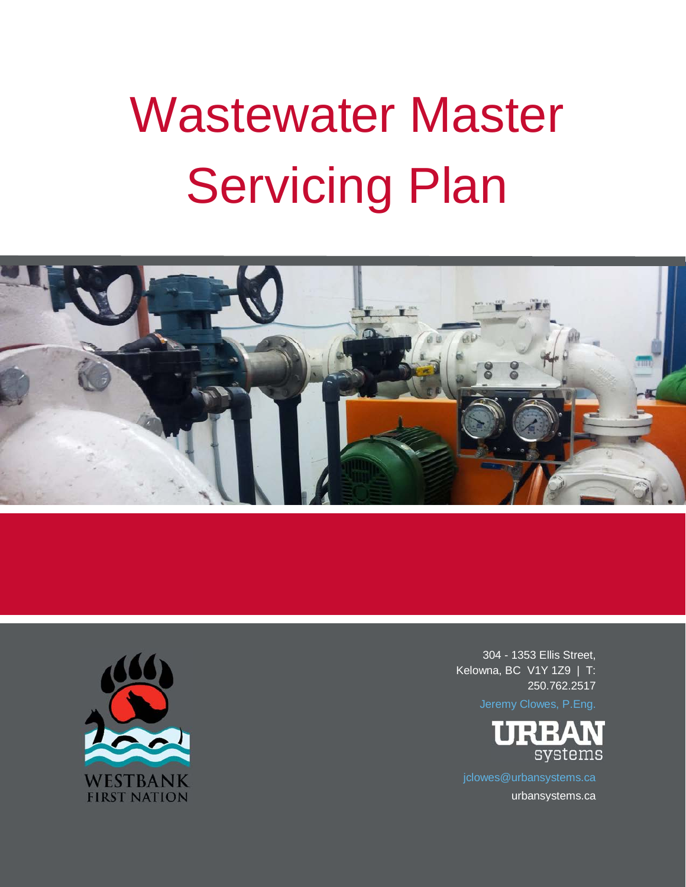# Wastewater Master Servicing Plan

WESTBANK FIRST NATION

304 - 1353 Ellis Street,
Kelowna, BC V1Y 1Z9 | T: 250.762.2517

Jeremy Clowes, P.Eng.

URBAN systems

jclowes@urbansystems.ca

urbansystems.ca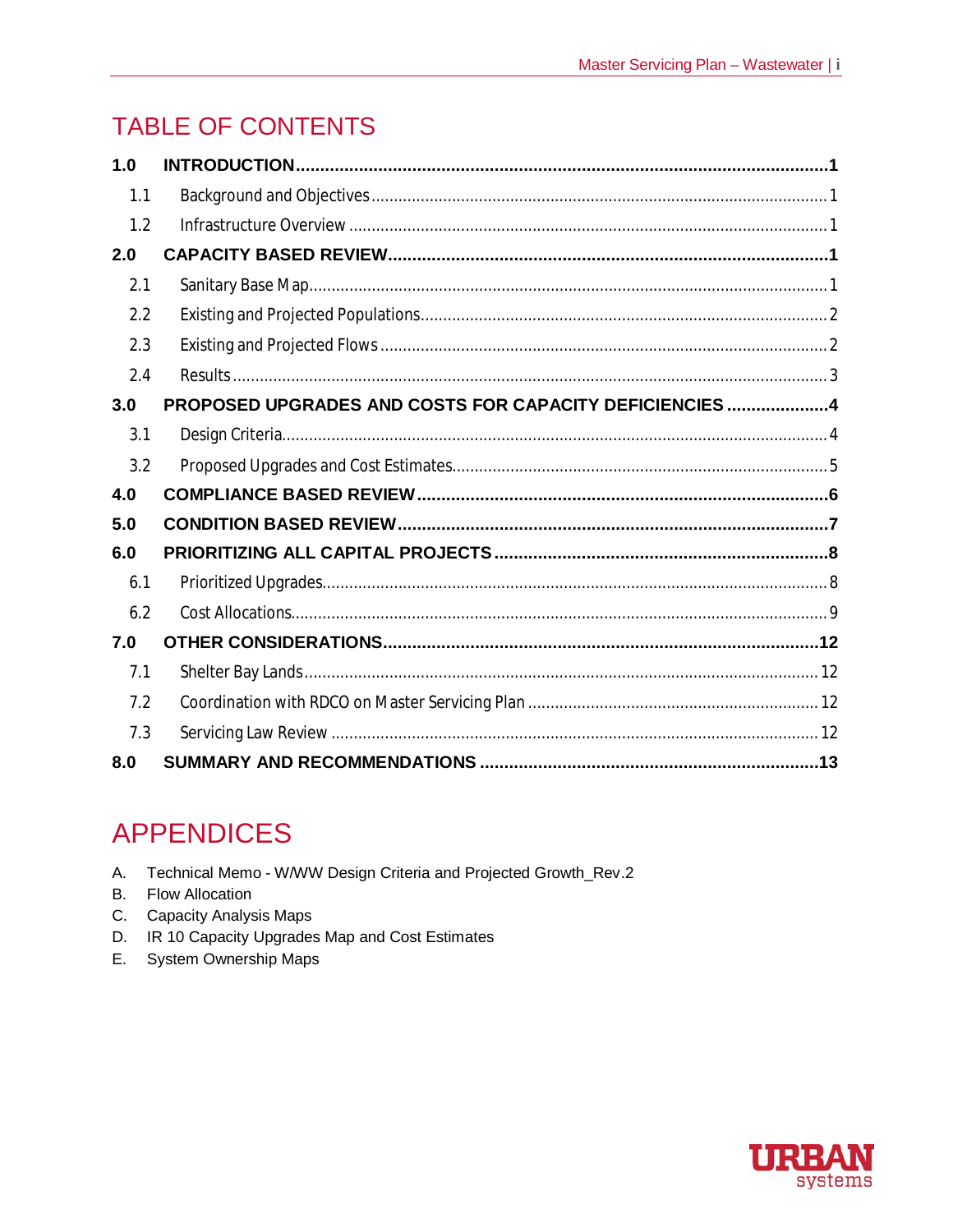# TABLE OF CONTENTS

**1.0 INTRODUCTION** .......... **1**

1.1 Background and Objectives .......... 1

1.2 Infrastructure Overview .......... 1

**2.0 CAPACITY BASED REVIEW** .......... **1**

2.1 Sanitary Base Map .......... 1

2.2 Existing and Projected Populations .......... 2

2.3 Existing and Projected Flows .......... 2

2.4 Results .......... 3

**3.0 PROPOSED UPGRADES AND COSTS FOR CAPACITY DEFICIENCIES** .......... **4**

3.1 Design Criteria .......... 4

3.2 Proposed Upgrades and Cost Estimates .......... 5

**4.0 COMPLIANCE BASED REVIEW** .......... **6**

**5.0 CONDITION BASED REVIEW** .......... **7**

**6.0 PRIORITIZING ALL CAPITAL PROJECTS** .......... **8**

6.1 Prioritized Upgrades .......... 8

6.2 Cost Allocations .......... 9

**7.0 OTHER CONSIDERATIONS** .......... **12**

7.1 Shelter Bay Lands .......... 12

7.2 Coordination with RDCO on Master Servicing Plan .......... 12

7.3 Servicing Law Review .......... 12

**8.0 SUMMARY AND RECOMMENDATIONS** .......... **13**

# APPENDICES

A. Technical Memo - W/WW Design Criteria and Projected Growth_Rev.2

B. Flow Allocation

C. Capacity Analysis Maps

D. IR 10 Capacity Upgrades Map and Cost Estimates

E. System Ownership Maps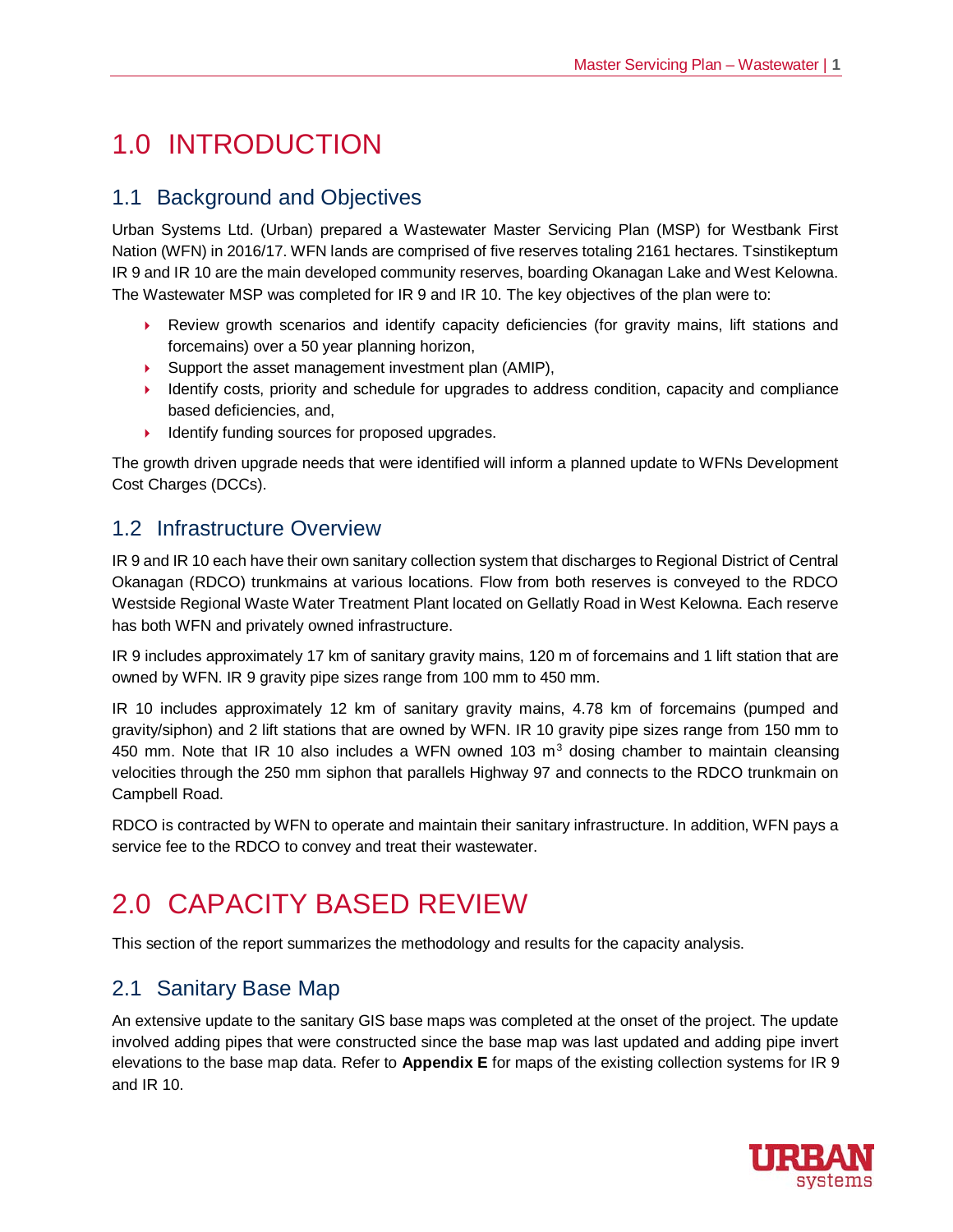# 1.0 INTRODUCTION

## 1.1 Background and Objectives

Urban Systems Ltd. (Urban) prepared a Wastewater Master Servicing Plan (MSP) for Westbank First Nation (WFN) in 2016/17. WFN lands are comprised of five reserves totaling 2161 hectares. Tsinstikeptum IR 9 and IR 10 are the main developed community reserves, boarding Okanagan Lake and West Kelowna. The Wastewater MSP was completed for IR 9 and IR 10. The key objectives of the plan were to:

- Review growth scenarios and identify capacity deficiencies (for gravity mains, lift stations and forcemains) over a 50 year planning horizon,
- Support the asset management investment plan (AMIP),
- Identify costs, priority and schedule for upgrades to address condition, capacity and compliance based deficiencies, and,
- Identify funding sources for proposed upgrades.

The growth driven upgrade needs that were identified will inform a planned update to WFNs Development Cost Charges (DCCs).

## 1.2 Infrastructure Overview

IR 9 and IR 10 each have their own sanitary collection system that discharges to Regional District of Central Okanagan (RDCO) trunkmains at various locations. Flow from both reserves is conveyed to the RDCO Westside Regional Waste Water Treatment Plant located on Gellatly Road in West Kelowna. Each reserve has both WFN and privately owned infrastructure.

IR 9 includes approximately 17 km of sanitary gravity mains, 120 m of forcemains and 1 lift station that are owned by WFN. IR 9 gravity pipe sizes range from 100 mm to 450 mm.

IR 10 includes approximately 12 km of sanitary gravity mains, 4.78 km of forcemains (pumped and gravity/siphon) and 2 lift stations that are owned by WFN. IR 10 gravity pipe sizes range from 150 mm to 450 mm. Note that IR 10 also includes a WFN owned 103 $m^3$ dosing chamber to maintain cleansing velocities through the 250 mm siphon that parallels Highway 97 and connects to the RDCO trunkmain on Campbell Road.

RDCO is contracted by WFN to operate and maintain their sanitary infrastructure. In addition, WFN pays a service fee to the RDCO to convey and treat their wastewater.

# 2.0 CAPACITY BASED REVIEW

This section of the report summarizes the methodology and results for the capacity analysis.

## 2.1 Sanitary Base Map

An extensive update to the sanitary GIS base maps was completed at the onset of the project. The update involved adding pipes that were constructed since the base map was last updated and adding pipe invert elevations to the base map data. Refer to **Appendix E** for maps of the existing collection systems for IR 9 and IR 10.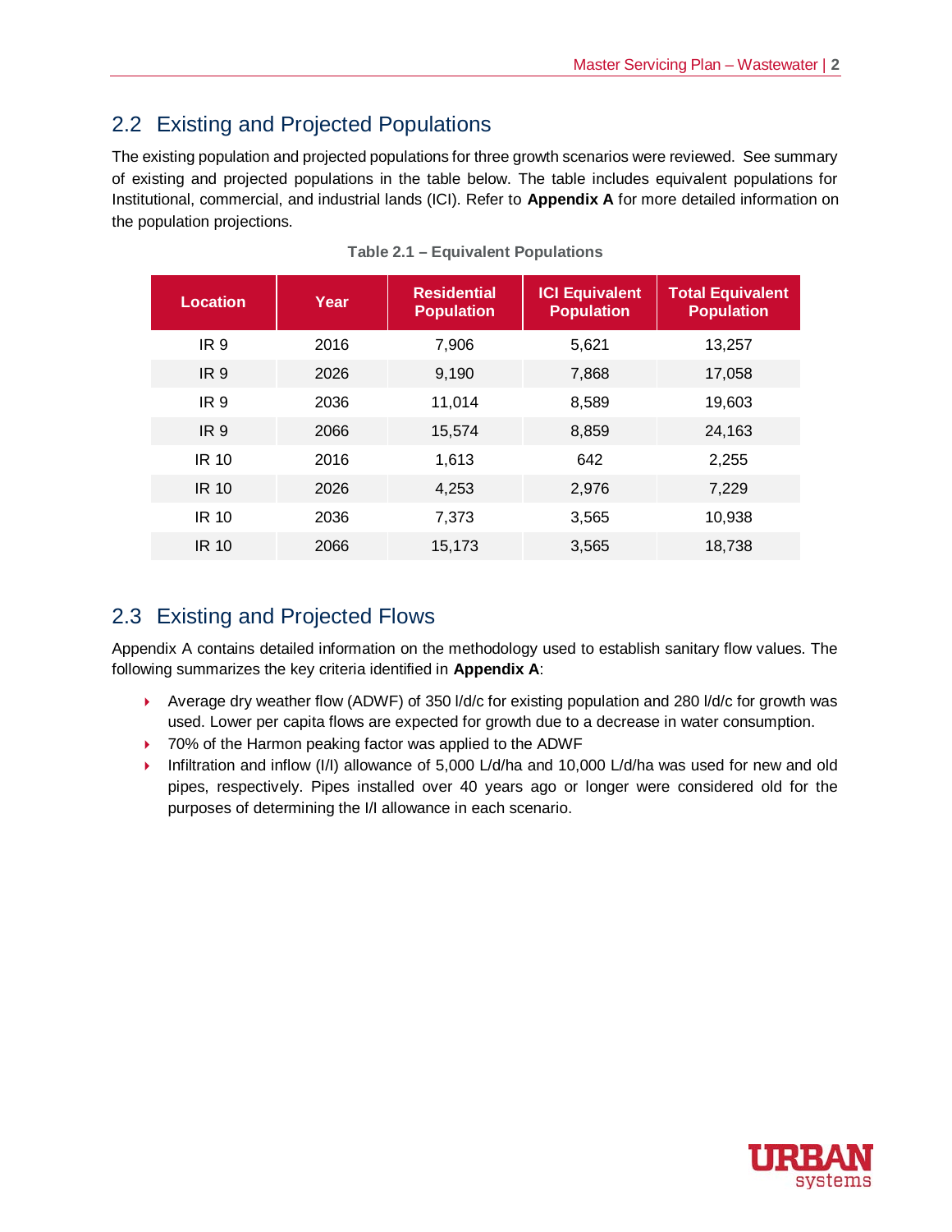## 2.2 Existing and Projected Populations

The existing population and projected populations for three growth scenarios were reviewed. See summary of existing and projected populations in the table below. The table includes equivalent populations for Institutional, commercial, and industrial lands (ICI). Refer to **Appendix A** for more detailed information on the population projections.

**Table 2.1 – Equivalent Populations**

| Location | Year | Residential Population | ICI Equivalent Population | Total Equivalent Population |
|---|---|---|---|---|
| IR 9 | 2016 | 7,906 | 5,621 | 13,257 |
| IR 9 | 2026 | 9,190 | 7,868 | 17,058 |
| IR 9 | 2036 | 11,014 | 8,589 | 19,603 |
| IR 9 | 2066 | 15,574 | 8,859 | 24,163 |
| IR 10 | 2016 | 1,613 | 642 | 2,255 |
| IR 10 | 2026 | 4,253 | 2,976 | 7,229 |
| IR 10 | 2036 | 7,373 | 3,565 | 10,938 |
| IR 10 | 2066 | 15,173 | 3,565 | 18,738 |

## 2.3 Existing and Projected Flows

Appendix A contains detailed information on the methodology used to establish sanitary flow values. The following summarizes the key criteria identified in **Appendix A**:

- Average dry weather flow (ADWF) of 350 l/d/c for existing population and 280 l/d/c for growth was used. Lower per capita flows are expected for growth due to a decrease in water consumption.
- 70% of the Harmon peaking factor was applied to the ADWF
- Infiltration and inflow (I/I) allowance of 5,000 L/d/ha and 10,000 L/d/ha was used for new and old pipes, respectively. Pipes installed over 40 years ago or longer were considered old for the purposes of determining the I/I allowance in each scenario.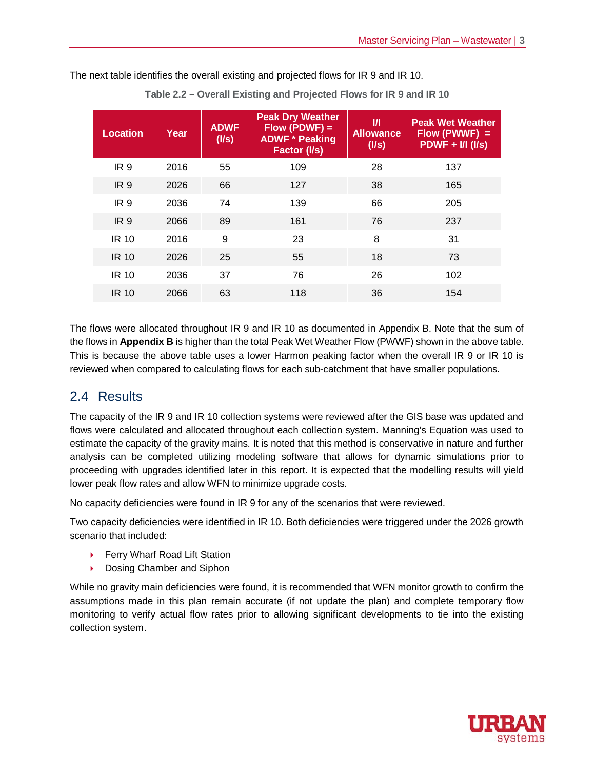The next table identifies the overall existing and projected flows for IR 9 and IR 10.

**Table 2.2 – Overall Existing and Projected Flows for IR 9 and IR 10**

| Location | Year | ADWF (l/s) | Peak Dry Weather Flow (PDWF) = ADWF * Peaking Factor (l/s) | I/I Allowance (l/s) | Peak Wet Weather Flow (PWWF) = PDWF + I/I (l/s) |
|---|---|---|---|---|---|
| IR 9 | 2016 | 55 | 109 | 28 | 137 |
| IR 9 | 2026 | 66 | 127 | 38 | 165 |
| IR 9 | 2036 | 74 | 139 | 66 | 205 |
| IR 9 | 2066 | 89 | 161 | 76 | 237 |
| IR 10 | 2016 | 9 | 23 | 8 | 31 |
| IR 10 | 2026 | 25 | 55 | 18 | 73 |
| IR 10 | 2036 | 37 | 76 | 26 | 102 |
| IR 10 | 2066 | 63 | 118 | 36 | 154 |

The flows were allocated throughout IR 9 and IR 10 as documented in Appendix B. Note that the sum of the flows in **Appendix B** is higher than the total Peak Wet Weather Flow (PWWF) shown in the above table. This is because the above table uses a lower Harmon peaking factor when the overall IR 9 or IR 10 is reviewed when compared to calculating flows for each sub-catchment that have smaller populations.

## 2.4 Results

The capacity of the IR 9 and IR 10 collection systems were reviewed after the GIS base was updated and flows were calculated and allocated throughout each collection system. Manning's Equation was used to estimate the capacity of the gravity mains. It is noted that this method is conservative in nature and further analysis can be completed utilizing modeling software that allows for dynamic simulations prior to proceeding with upgrades identified later in this report. It is expected that the modelling results will yield lower peak flow rates and allow WFN to minimize upgrade costs.

No capacity deficiencies were found in IR 9 for any of the scenarios that were reviewed.

Two capacity deficiencies were identified in IR 10. Both deficiencies were triggered under the 2026 growth scenario that included:

- Ferry Wharf Road Lift Station
- Dosing Chamber and Siphon

While no gravity main deficiencies were found, it is recommended that WFN monitor growth to confirm the assumptions made in this plan remain accurate (if not update the plan) and complete temporary flow monitoring to verify actual flow rates prior to allowing significant developments to tie into the existing collection system.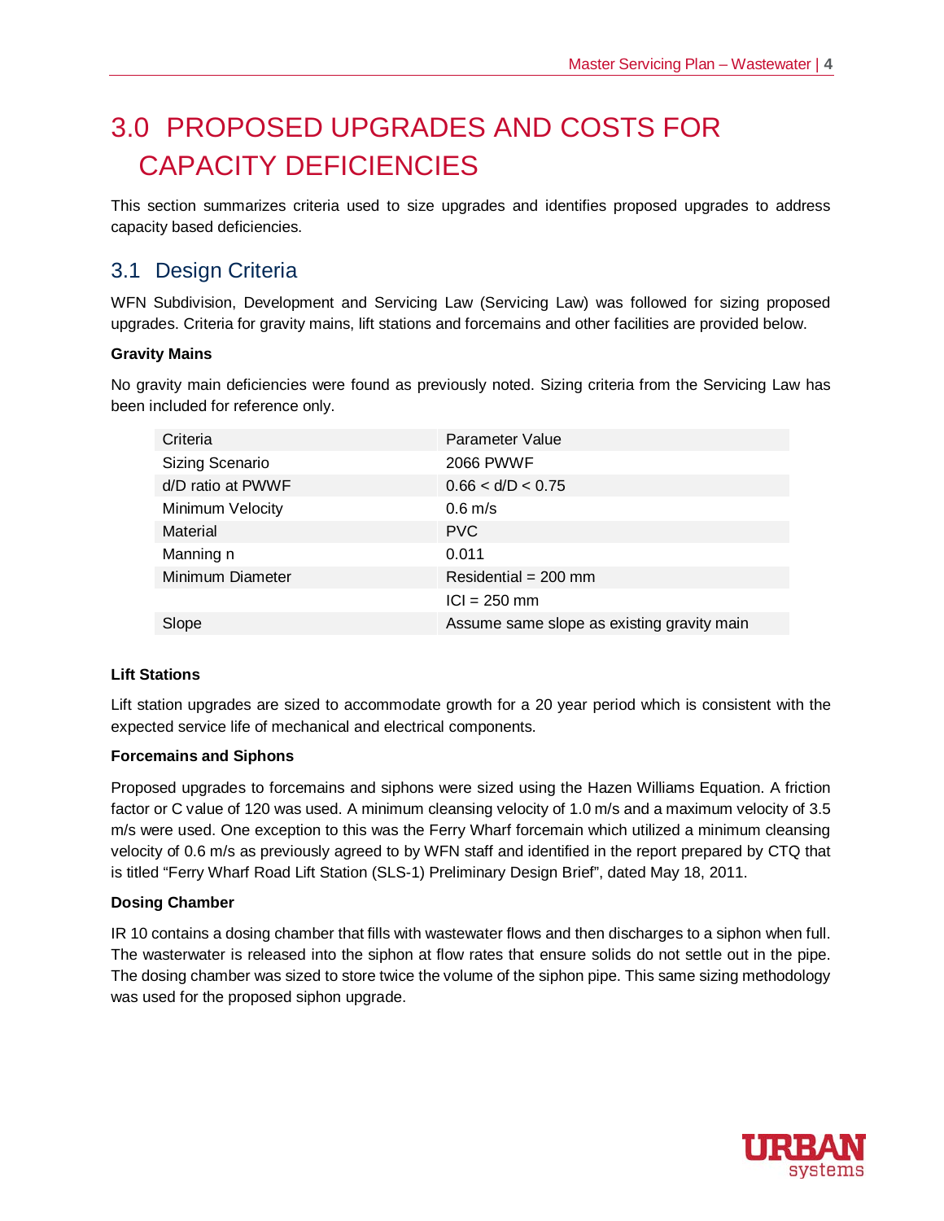# 3.0 PROPOSED UPGRADES AND COSTS FOR CAPACITY DEFICIENCIES

This section summarizes criteria used to size upgrades and identifies proposed upgrades to address capacity based deficiencies.

## 3.1 Design Criteria

WFN Subdivision, Development and Servicing Law (Servicing Law) was followed for sizing proposed upgrades. Criteria for gravity mains, lift stations and forcemains and other facilities are provided below.

**Gravity Mains**

No gravity main deficiencies were found as previously noted. Sizing criteria from the Servicing Law has been included for reference only.

| Criteria | Parameter Value |
|---|---|
| Sizing Scenario | 2066 PWWF |
| d/D ratio at PWWF | 0.66 < d/D < 0.75 |
| Minimum Velocity | 0.6 m/s |
| Material | PVC |
| Manning n | 0.011 |
| Minimum Diameter | Residential = 200 mm |
| | ICI = 250 mm |
| Slope | Assume same slope as existing gravity main |

**Lift Stations**

Lift station upgrades are sized to accommodate growth for a 20 year period which is consistent with the expected service life of mechanical and electrical components.

**Forcemains and Siphons**

Proposed upgrades to forcemains and siphons were sized using the Hazen Williams Equation. A friction factor or C value of 120 was used. A minimum cleansing velocity of 1.0 m/s and a maximum velocity of 3.5 m/s were used. One exception to this was the Ferry Wharf forcemain which utilized a minimum cleansing velocity of 0.6 m/s as previously agreed to by WFN staff and identified in the report prepared by CTQ that is titled "Ferry Wharf Road Lift Station (SLS-1) Preliminary Design Brief", dated May 18, 2011.

**Dosing Chamber**

IR 10 contains a dosing chamber that fills with wastewater flows and then discharges to a siphon when full. The wasterwater is released into the siphon at flow rates that ensure solids do not settle out in the pipe. The dosing chamber was sized to store twice the volume of the siphon pipe. This same sizing methodology was used for the proposed siphon upgrade.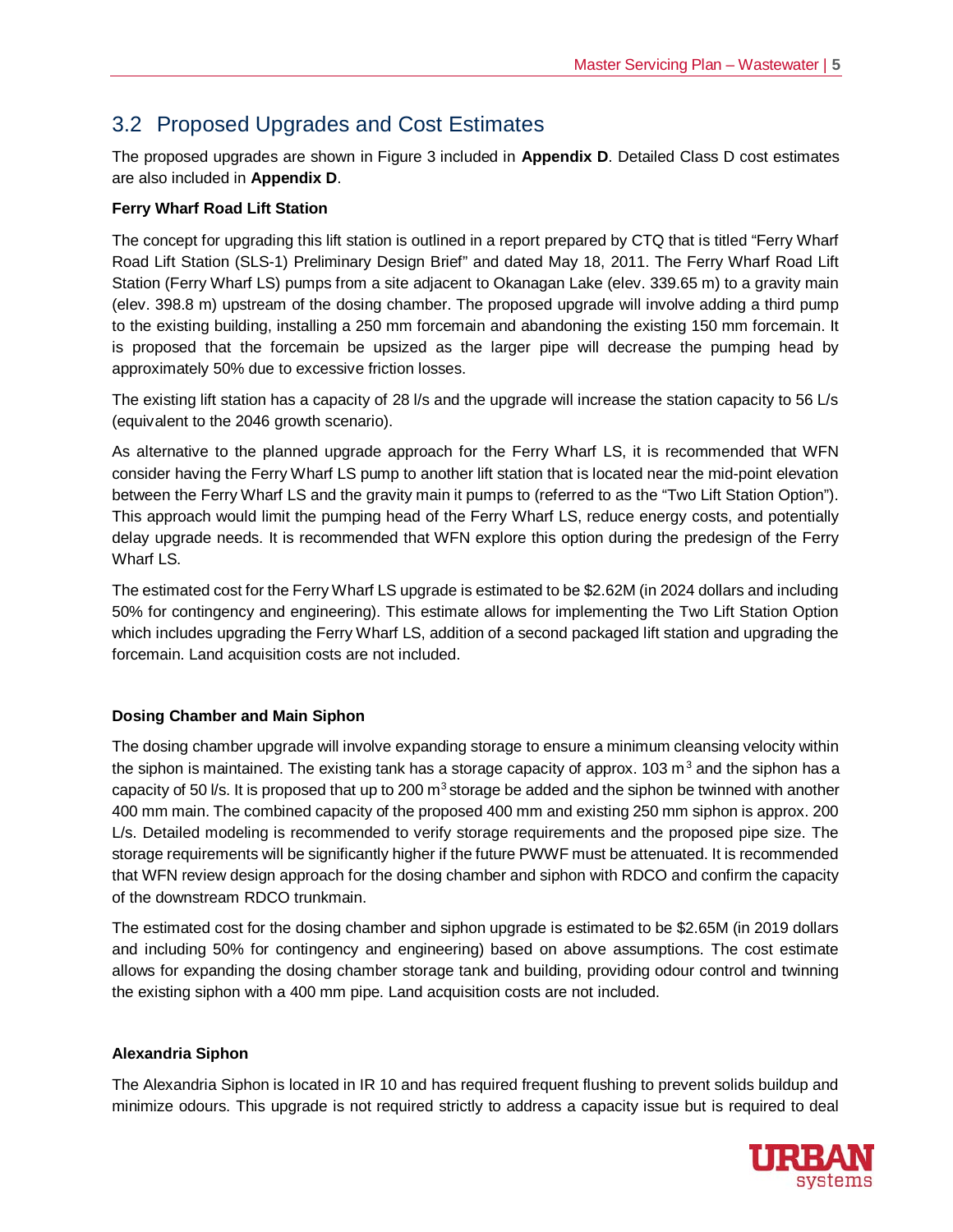## 3.2 Proposed Upgrades and Cost Estimates

The proposed upgrades are shown in Figure 3 included in **Appendix D**. Detailed Class D cost estimates are also included in **Appendix D**.

**Ferry Wharf Road Lift Station**

The concept for upgrading this lift station is outlined in a report prepared by CTQ that is titled "Ferry Wharf Road Lift Station (SLS-1) Preliminary Design Brief" and dated May 18, 2011. The Ferry Wharf Road Lift Station (Ferry Wharf LS) pumps from a site adjacent to Okanagan Lake (elev. 339.65 m) to a gravity main (elev. 398.8 m) upstream of the dosing chamber. The proposed upgrade will involve adding a third pump to the existing building, installing a 250 mm forcemain and abandoning the existing 150 mm forcemain. It is proposed that the forcemain be upsized as the larger pipe will decrease the pumping head by approximately 50% due to excessive friction losses.

The existing lift station has a capacity of 28 l/s and the upgrade will increase the station capacity to 56 L/s (equivalent to the 2046 growth scenario).

As alternative to the planned upgrade approach for the Ferry Wharf LS, it is recommended that WFN consider having the Ferry Wharf LS pump to another lift station that is located near the mid-point elevation between the Ferry Wharf LS and the gravity main it pumps to (referred to as the "Two Lift Station Option"). This approach would limit the pumping head of the Ferry Wharf LS, reduce energy costs, and potentially delay upgrade needs. It is recommended that WFN explore this option during the predesign of the Ferry Wharf LS.

The estimated cost for the Ferry Wharf LS upgrade is estimated to be \$2.62M (in 2024 dollars and including 50% for contingency and engineering). This estimate allows for implementing the Two Lift Station Option which includes upgrading the Ferry Wharf LS, addition of a second packaged lift station and upgrading the forcemain. Land acquisition costs are not included.

**Dosing Chamber and Main Siphon**

The dosing chamber upgrade will involve expanding storage to ensure a minimum cleansing velocity within the siphon is maintained. The existing tank has a storage capacity of approx. 103 $m^3$ and the siphon has a capacity of 50 l/s. It is proposed that up to 200 $m^3$ storage be added and the siphon be twinned with another 400 mm main. The combined capacity of the proposed 400 mm and existing 250 mm siphon is approx. 200 L/s. Detailed modeling is recommended to verify storage requirements and the proposed pipe size. The storage requirements will be significantly higher if the future PWWF must be attenuated. It is recommended that WFN review design approach for the dosing chamber and siphon with RDCO and confirm the capacity of the downstream RDCO trunkmain.

The estimated cost for the dosing chamber and siphon upgrade is estimated to be \$2.65M (in 2019 dollars and including 50% for contingency and engineering) based on above assumptions. The cost estimate allows for expanding the dosing chamber storage tank and building, providing odour control and twinning the existing siphon with a 400 mm pipe. Land acquisition costs are not included.

**Alexandria Siphon**

The Alexandria Siphon is located in IR 10 and has required frequent flushing to prevent solids buildup and minimize odours. This upgrade is not required strictly to address a capacity issue but is required to deal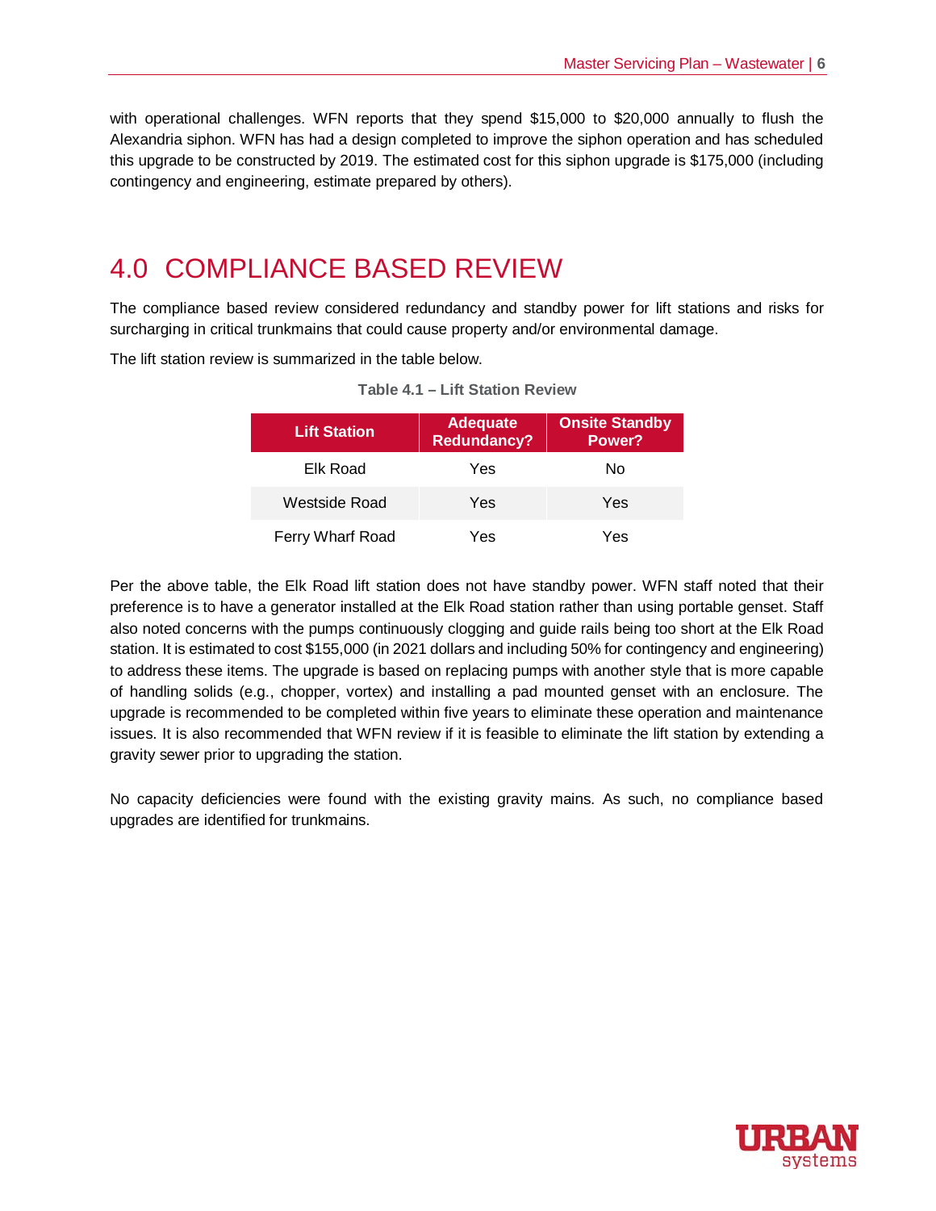with operational challenges. WFN reports that they spend $15,000 to $20,000 annually to flush the Alexandria siphon. WFN has had a design completed to improve the siphon operation and has scheduled this upgrade to be constructed by 2019. The estimated cost for this siphon upgrade is $175,000 (including contingency and engineering, estimate prepared by others).

# 4.0 COMPLIANCE BASED REVIEW

The compliance based review considered redundancy and standby power for lift stations and risks for surcharging in critical trunkmains that could cause property and/or environmental damage.

The lift station review is summarized in the table below.

**Table 4.1 – Lift Station Review**

| Lift Station | Adequate Redundancy? | Onsite Standby Power? |
|---|---|---|
| Elk Road | Yes | No |
| Westside Road | Yes | Yes |
| Ferry Wharf Road | Yes | Yes |

Per the above table, the Elk Road lift station does not have standby power. WFN staff noted that their preference is to have a generator installed at the Elk Road station rather than using portable genset. Staff also noted concerns with the pumps continuously clogging and guide rails being too short at the Elk Road station. It is estimated to cost $155,000 (in 2021 dollars and including 50% for contingency and engineering) to address these items. The upgrade is based on replacing pumps with another style that is more capable of handling solids (e.g., chopper, vortex) and installing a pad mounted genset with an enclosure. The upgrade is recommended to be completed within five years to eliminate these operation and maintenance issues. It is also recommended that WFN review if it is feasible to eliminate the lift station by extending a gravity sewer prior to upgrading the station.

No capacity deficiencies were found with the existing gravity mains. As such, no compliance based upgrades are identified for trunkmains.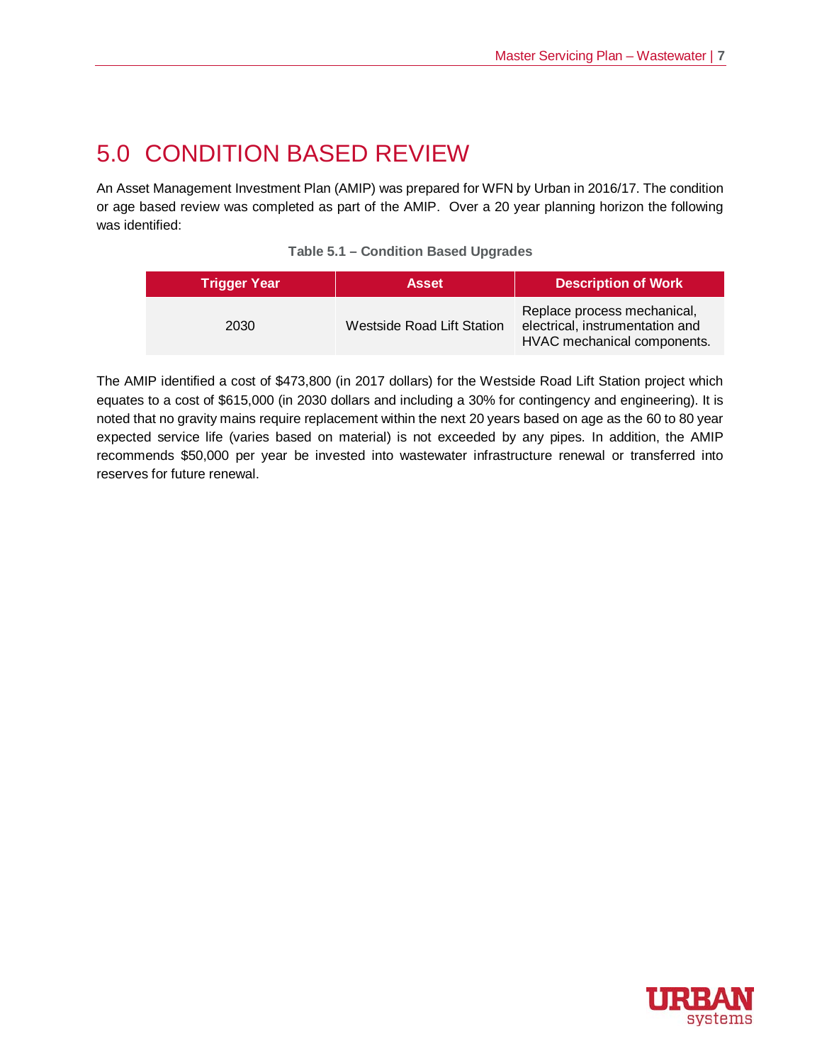# 5.0 CONDITION BASED REVIEW

An Asset Management Investment Plan (AMIP) was prepared for WFN by Urban in 2016/17. The condition or age based review was completed as part of the AMIP. Over a 20 year planning horizon the following was identified:

**Table 5.1 – Condition Based Upgrades**

| Trigger Year | Asset | Description of Work |
|---|---|---|
| 2030 | Westside Road Lift Station | Replace process mechanical, electrical, instrumentation and HVAC mechanical components. |

The AMIP identified a cost of $473,800 (in 2017 dollars) for the Westside Road Lift Station project which equates to a cost of $615,000 (in 2030 dollars and including a 30% for contingency and engineering). It is noted that no gravity mains require replacement within the next 20 years based on age as the 60 to 80 year expected service life (varies based on material) is not exceeded by any pipes. In addition, the AMIP recommends $50,000 per year be invested into wastewater infrastructure renewal or transferred into reserves for future renewal.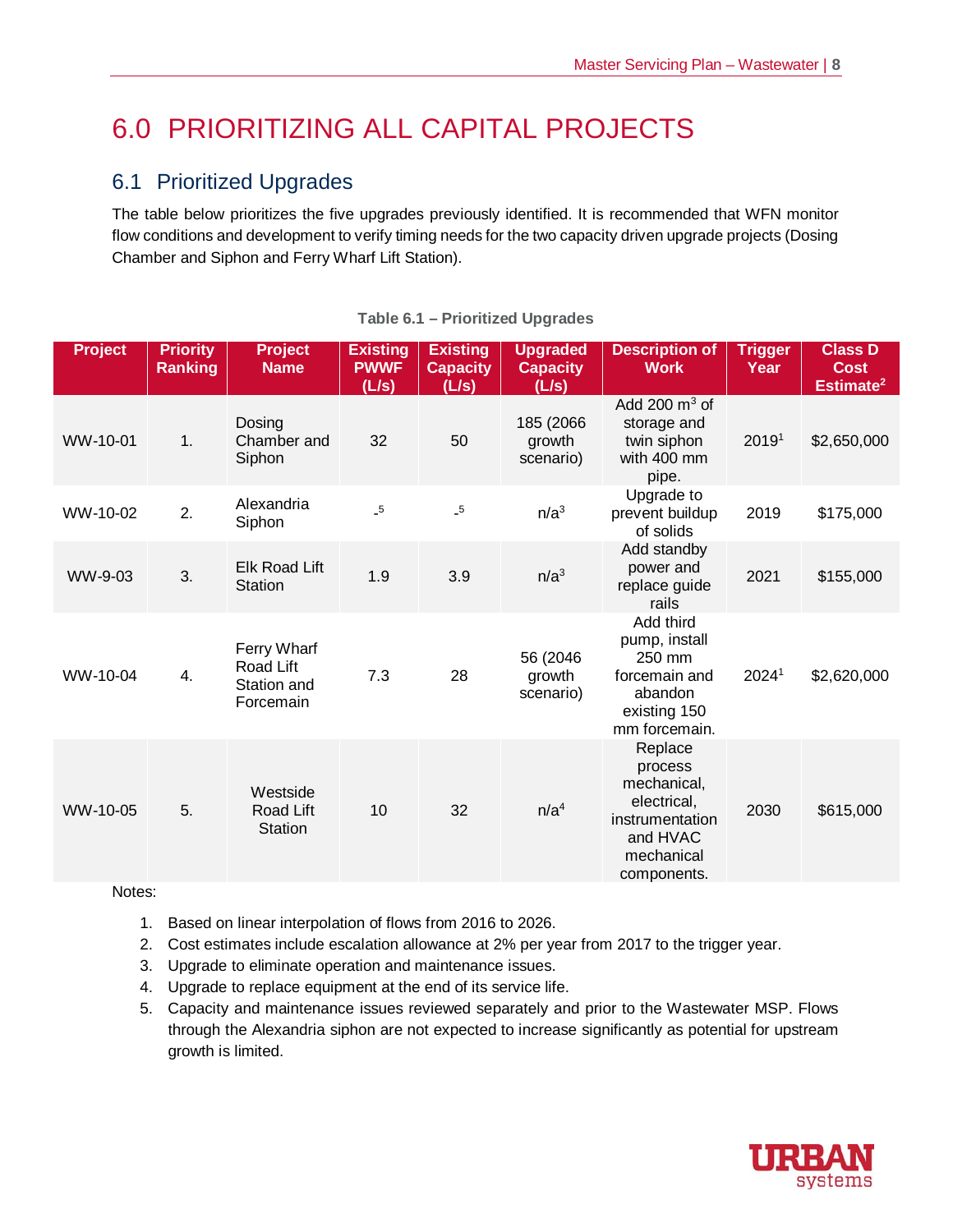# 6.0 PRIORITIZING ALL CAPITAL PROJECTS

## 6.1 Prioritized Upgrades

The table below prioritizes the five upgrades previously identified. It is recommended that WFN monitor flow conditions and development to verify timing needs for the two capacity driven upgrade projects (Dosing Chamber and Siphon and Ferry Wharf Lift Station).

**Table 6.1 – Prioritized Upgrades**

| Project | Priority Ranking | Project Name | Existing PWWF (L/s) | Existing Capacity (L/s) | Upgraded Capacity (L/s) | Description of Work | Trigger Year | Class D Cost Estimate[2] |
|---|---|---|---|---|---|---|---|---|
| WW-10-01 | 1. | Dosing Chamber and Siphon | 32 | 50 | 185 (2066 growth scenario) | Add 200 $m^3$ of storage and twin siphon with 400 mm pipe. | 2019[1] | $2,650,000 |
| WW-10-02 | 2. | Alexandria Siphon | -[5] | -[5] | n/a[3] | Upgrade to prevent buildup of solids | 2019 | $175,000 |
| WW-9-03 | 3. | Elk Road Lift Station | 1.9 | 3.9 | n/a[3] | Add standby power and replace guide rails | 2021 | $155,000 |
| WW-10-04 | 4. | Ferry Wharf Road Lift Station and Forcemain | 7.3 | 28 | 56 (2046 growth scenario) | Add third pump, install 250 mm forcemain and abandon existing 150 mm forcemain. | 2024[1] | $2,620,000 |
| WW-10-05 | 5. | Westside Road Lift Station | 10 | 32 | n/a[4] | Replace process mechanical, electrical, instrumentation and HVAC mechanical components. | 2030 | $615,000 |

Notes:

1. Based on linear interpolation of flows from 2016 to 2026.
2. Cost estimates include escalation allowance at 2% per year from 2017 to the trigger year.
3. Upgrade to eliminate operation and maintenance issues.
4. Upgrade to replace equipment at the end of its service life.
5. Capacity and maintenance issues reviewed separately and prior to the Wastewater MSP. Flows through the Alexandria siphon are not expected to increase significantly as potential for upstream growth is limited.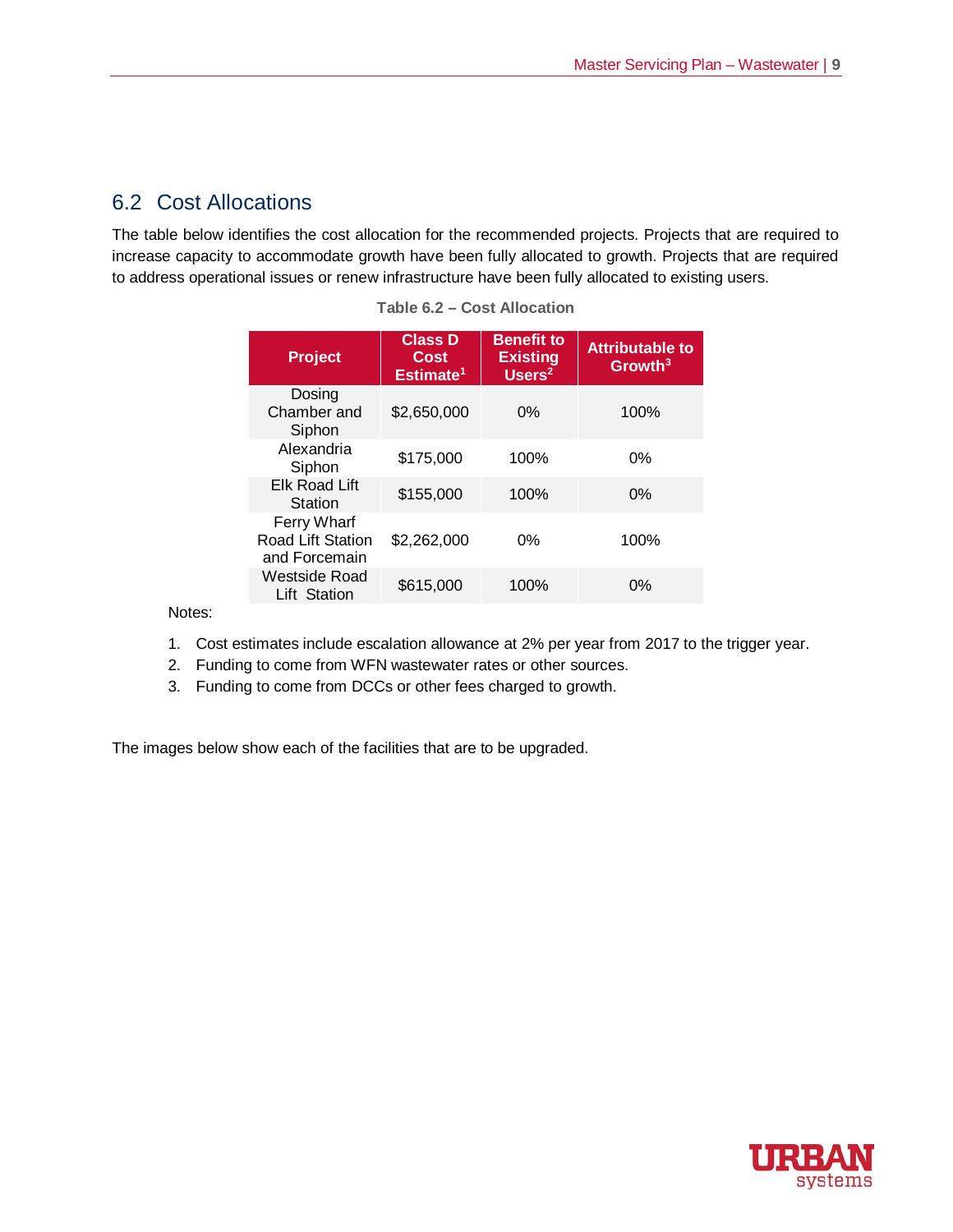## 6.2 Cost Allocations

The table below identifies the cost allocation for the recommended projects. Projects that are required to increase capacity to accommodate growth have been fully allocated to growth. Projects that are required to address operational issues or renew infrastructure have been fully allocated to existing users.

**Table 6.2 – Cost Allocation**

| Project | Class D Cost Estimate[1] | Benefit to Existing Users[2] | Attributable to Growth[3] |
|---|---|---|---|
| Dosing Chamber and Siphon | $2,650,000 | 0% | 100% |
| Alexandria Siphon | $175,000 | 100% | 0% |
| Elk Road Lift Station | $155,000 | 100% | 0% |
| Ferry Wharf Road Lift Station and Forcemain | $2,262,000 | 0% | 100% |
| Westside Road Lift Station | $615,000 | 100% | 0% |

Notes:

1. Cost estimates include escalation allowance at 2% per year from 2017 to the trigger year.
2. Funding to come from WFN wastewater rates or other sources.
3. Funding to come from DCCs or other fees charged to growth.

The images below show each of the facilities that are to be upgraded.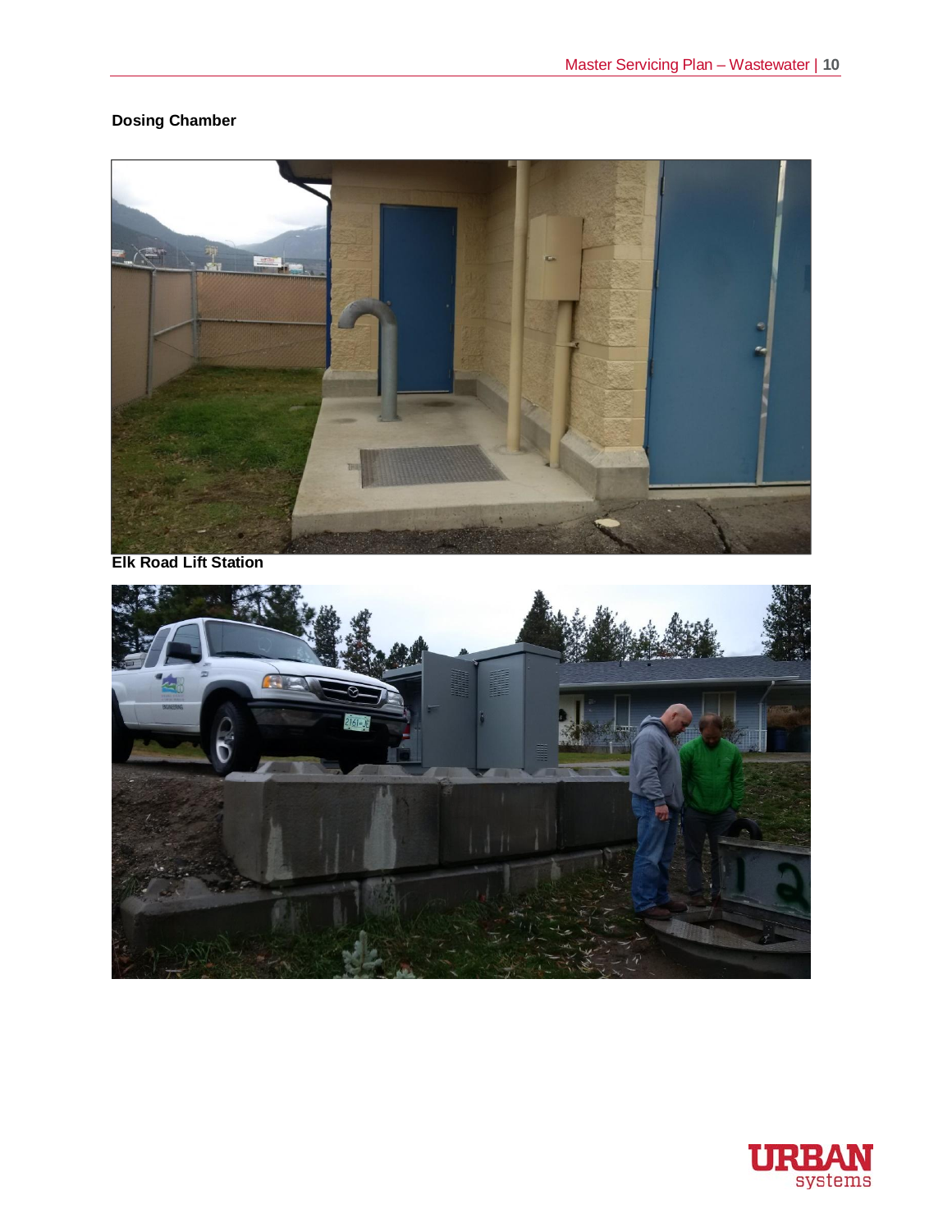**Dosing Chamber**

**Elk Road Lift Station**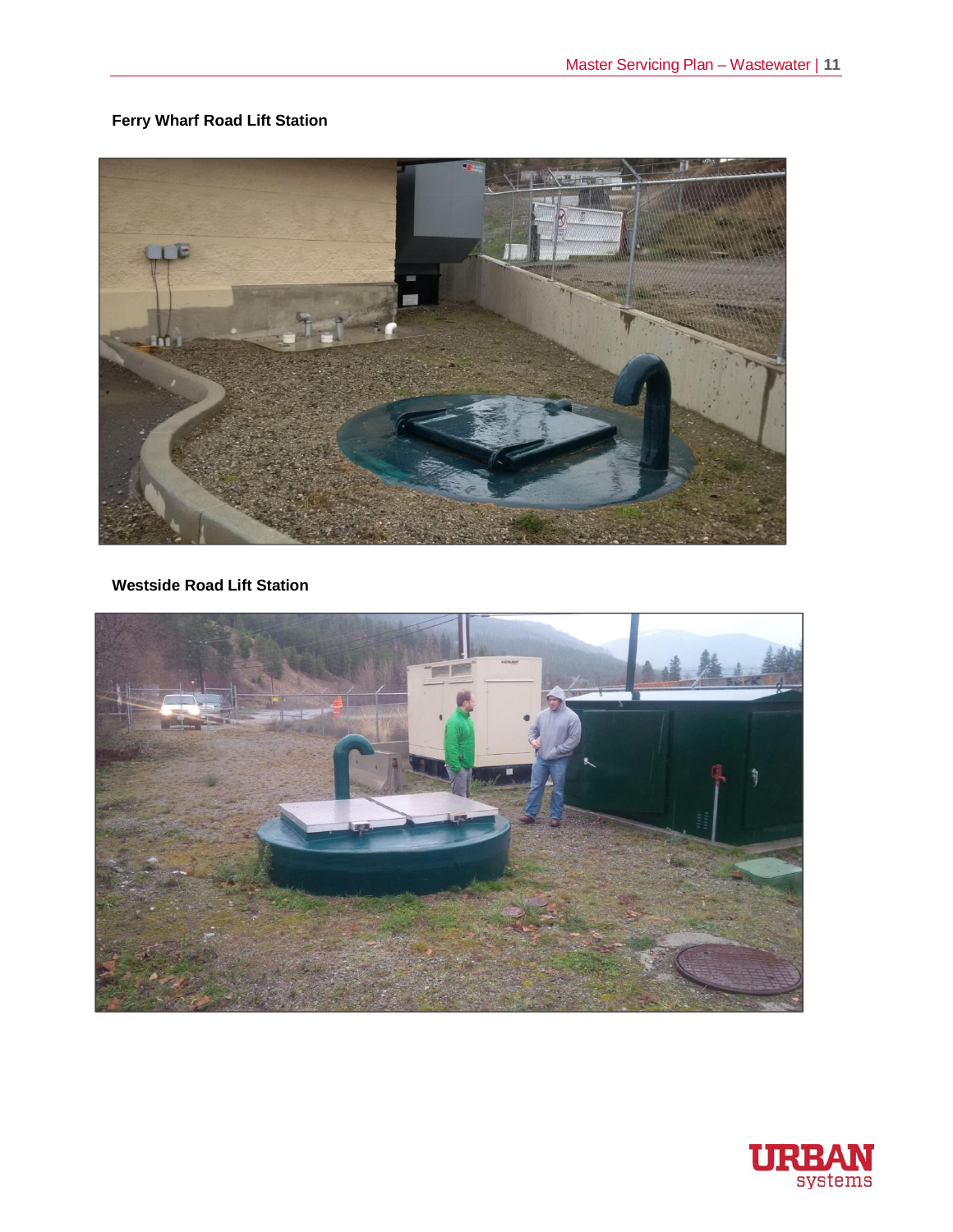**Ferry Wharf Road Lift Station**

**Westside Road Lift Station**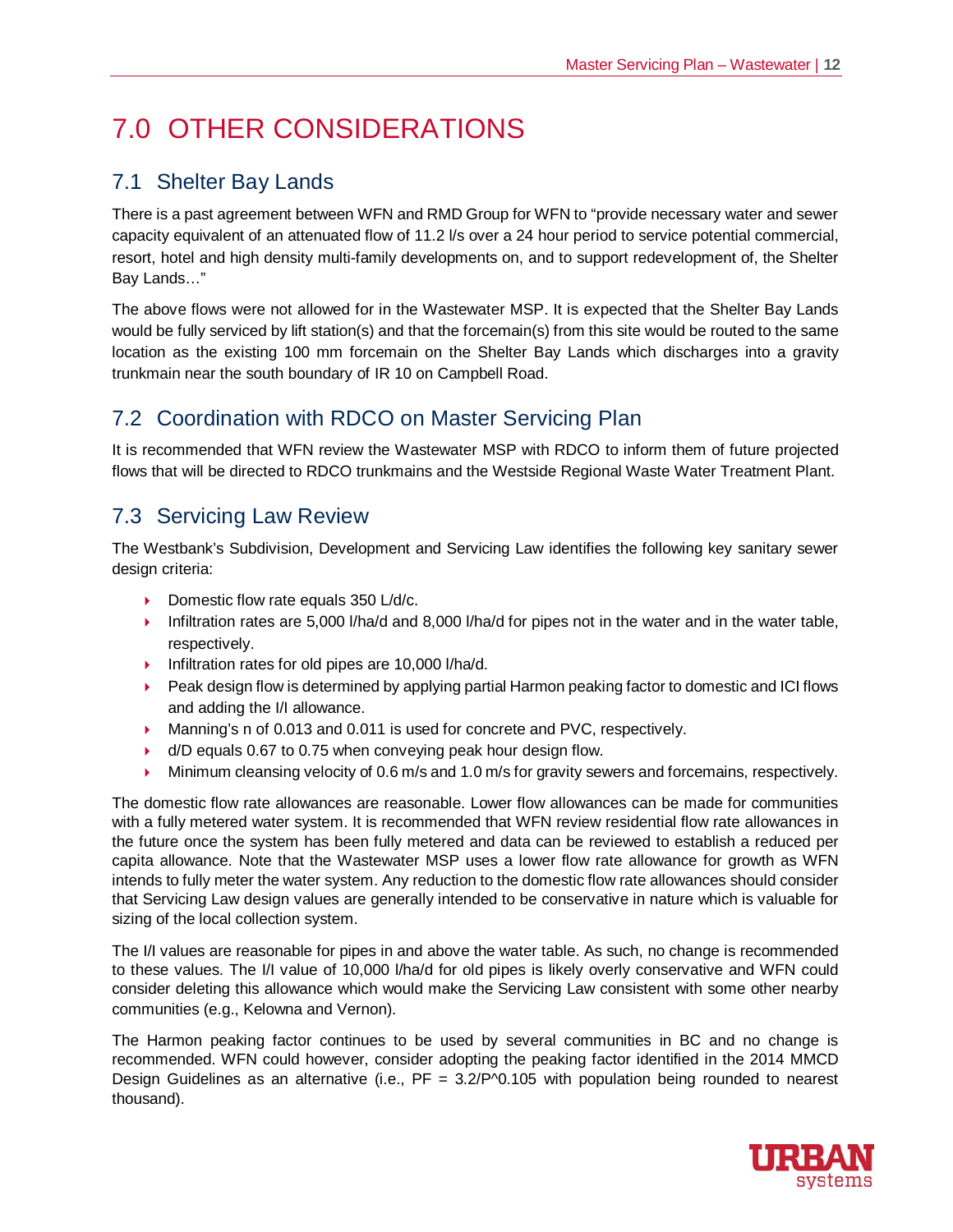# 7.0 OTHER CONSIDERATIONS

## 7.1 Shelter Bay Lands

There is a past agreement between WFN and RMD Group for WFN to "provide necessary water and sewer capacity equivalent of an attenuated flow of 11.2 l/s over a 24 hour period to service potential commercial, resort, hotel and high density multi-family developments on, and to support redevelopment of, the Shelter Bay Lands…"

The above flows were not allowed for in the Wastewater MSP. It is expected that the Shelter Bay Lands would be fully serviced by lift station(s) and that the forcemain(s) from this site would be routed to the same location as the existing 100 mm forcemain on the Shelter Bay Lands which discharges into a gravity trunkmain near the south boundary of IR 10 on Campbell Road.

## 7.2 Coordination with RDCO on Master Servicing Plan

It is recommended that WFN review the Wastewater MSP with RDCO to inform them of future projected flows that will be directed to RDCO trunkmains and the Westside Regional Waste Water Treatment Plant.

## 7.3 Servicing Law Review

The Westbank's Subdivision, Development and Servicing Law identifies the following key sanitary sewer design criteria:

- Domestic flow rate equals 350 L/d/c.
- Infiltration rates are 5,000 l/ha/d and 8,000 l/ha/d for pipes not in the water and in the water table, respectively.
- Infiltration rates for old pipes are 10,000 l/ha/d.
- Peak design flow is determined by applying partial Harmon peaking factor to domestic and ICI flows and adding the I/I allowance.
- Manning's n of 0.013 and 0.011 is used for concrete and PVC, respectively.
- d/D equals 0.67 to 0.75 when conveying peak hour design flow.
- Minimum cleansing velocity of 0.6 m/s and 1.0 m/s for gravity sewers and forcemains, respectively.

The domestic flow rate allowances are reasonable. Lower flow allowances can be made for communities with a fully metered water system. It is recommended that WFN review residential flow rate allowances in the future once the system has been fully metered and data can be reviewed to establish a reduced per capita allowance. Note that the Wastewater MSP uses a lower flow rate allowance for growth as WFN intends to fully meter the water system. Any reduction to the domestic flow rate allowances should consider that Servicing Law design values are generally intended to be conservative in nature which is valuable for sizing of the local collection system.

The I/I values are reasonable for pipes in and above the water table. As such, no change is recommended to these values. The I/I value of 10,000 l/ha/d for old pipes is likely overly conservative and WFN could consider deleting this allowance which would make the Servicing Law consistent with some other nearby communities (e.g., Kelowna and Vernon).

The Harmon peaking factor continues to be used by several communities in BC and no change is recommended. WFN could however, consider adopting the peaking factor identified in the 2014 MMCD Design Guidelines as an alternative (i.e., $PF = 3.2/P^{0.105}$ with population being rounded to nearest thousand).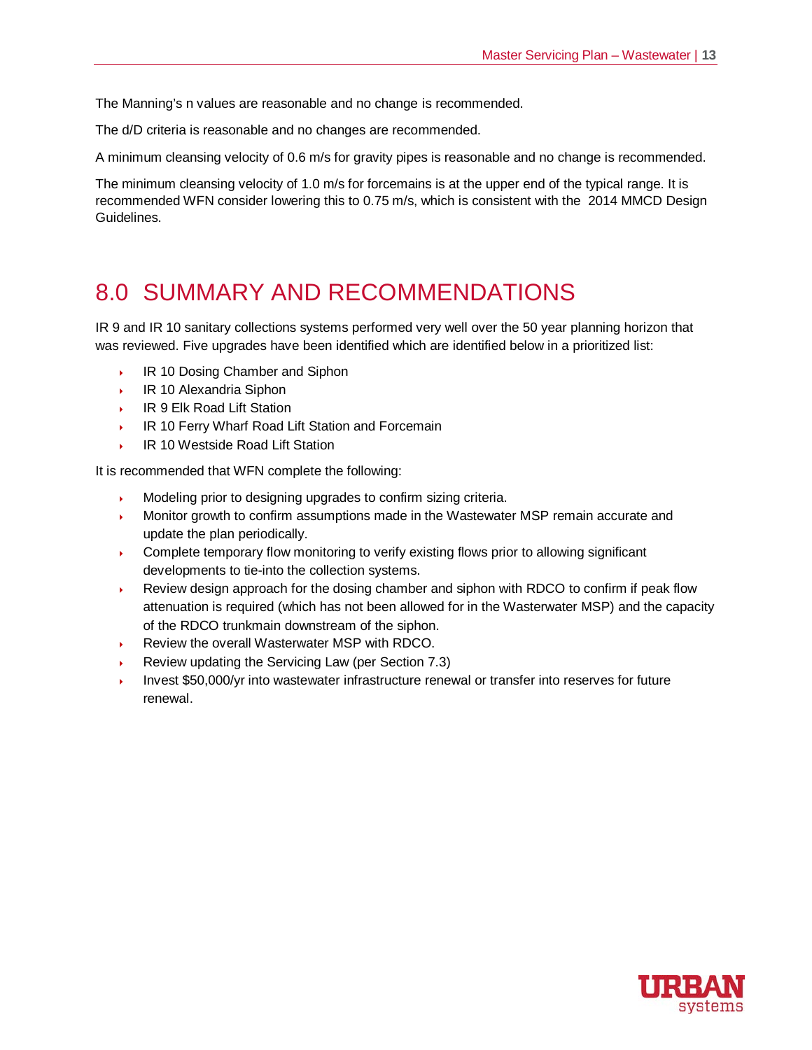The Manning's n values are reasonable and no change is recommended.

The d/D criteria is reasonable and no changes are recommended.

A minimum cleansing velocity of 0.6 m/s for gravity pipes is reasonable and no change is recommended.

The minimum cleansing velocity of 1.0 m/s for forcemains is at the upper end of the typical range. It is recommended WFN consider lowering this to 0.75 m/s, which is consistent with the 2014 MMCD Design Guidelines.

# 8.0 SUMMARY AND RECOMMENDATIONS

IR 9 and IR 10 sanitary collections systems performed very well over the 50 year planning horizon that was reviewed. Five upgrades have been identified which are identified below in a prioritized list:

- IR 10 Dosing Chamber and Siphon
- IR 10 Alexandria Siphon
- IR 9 Elk Road Lift Station
- IR 10 Ferry Wharf Road Lift Station and Forcemain
- IR 10 Westside Road Lift Station

It is recommended that WFN complete the following:

- Modeling prior to designing upgrades to confirm sizing criteria.
- Monitor growth to confirm assumptions made in the Wastewater MSP remain accurate and update the plan periodically.
- Complete temporary flow monitoring to verify existing flows prior to allowing significant developments to tie-into the collection systems.
- Review design approach for the dosing chamber and siphon with RDCO to confirm if peak flow attenuation is required (which has not been allowed for in the Wasterwater MSP) and the capacity of the RDCO trunkmain downstream of the siphon.
- Review the overall Wasterwater MSP with RDCO.
- Review updating the Servicing Law (per Section 7.3)
- Invest $50,000/yr into wastewater infrastructure renewal or transfer into reserves for future renewal.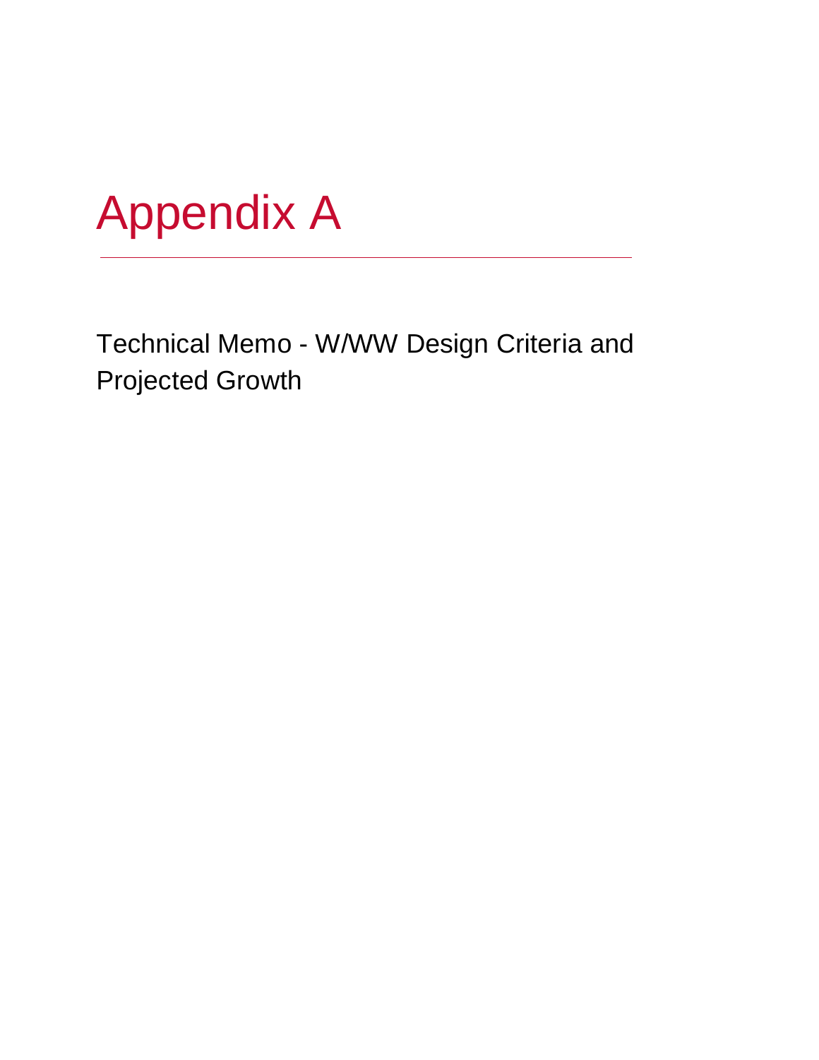# Appendix A

Technical Memo - W/WW Design Criteria and Projected Growth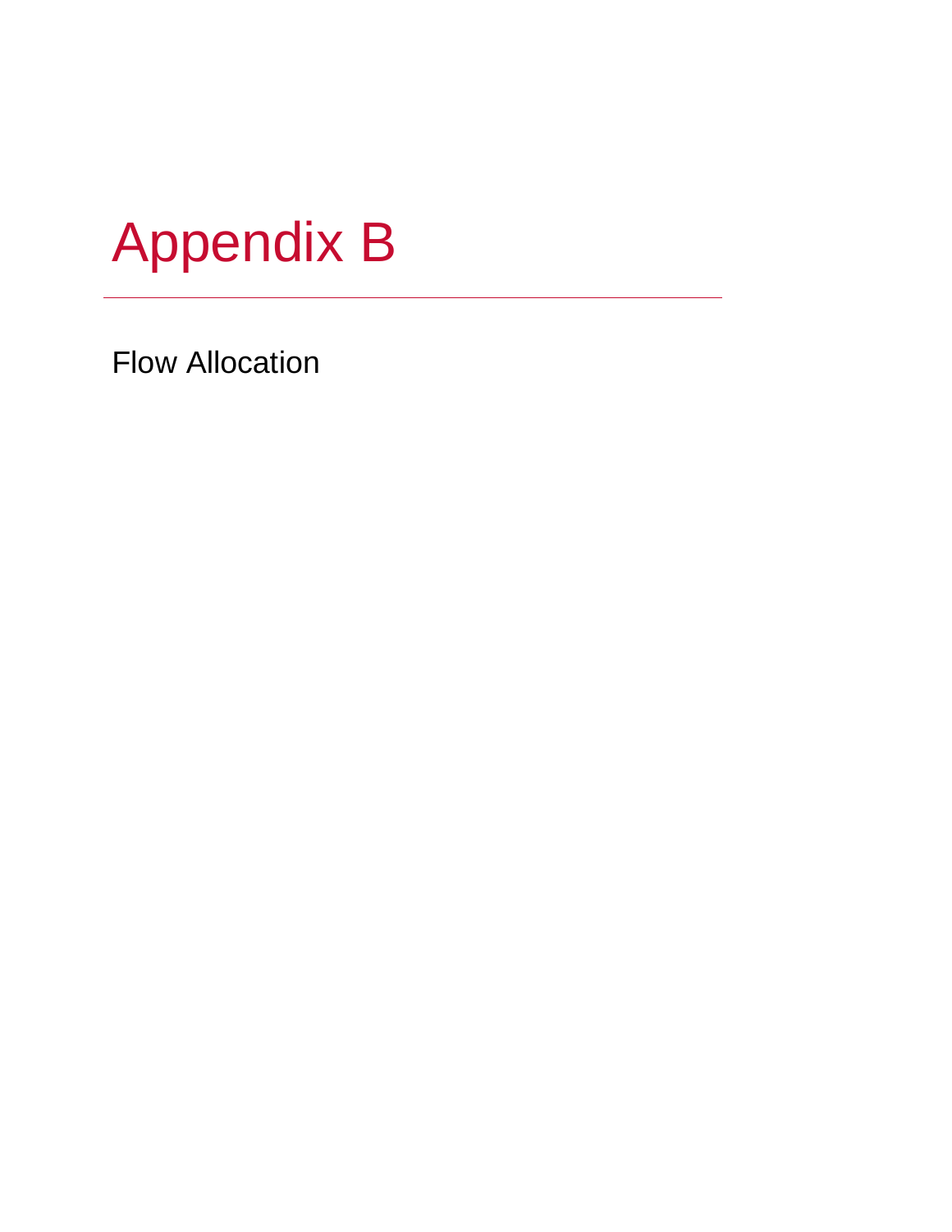# Appendix B

Flow Allocation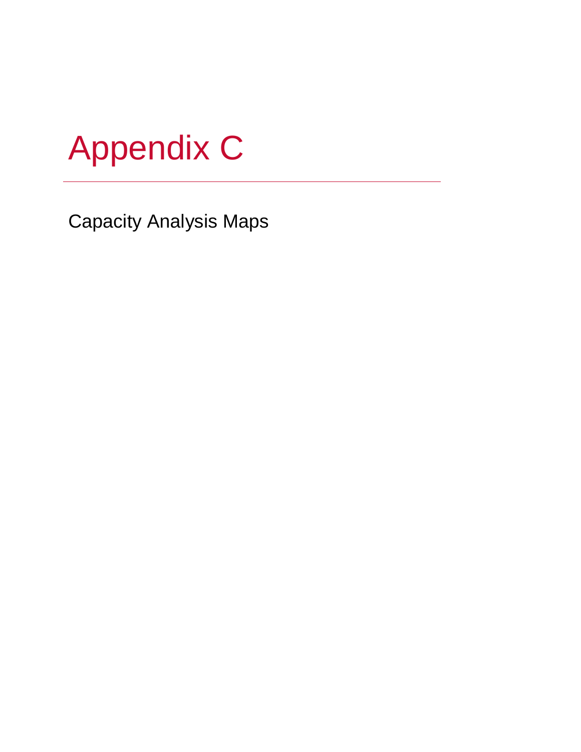# Appendix C

Capacity Analysis Maps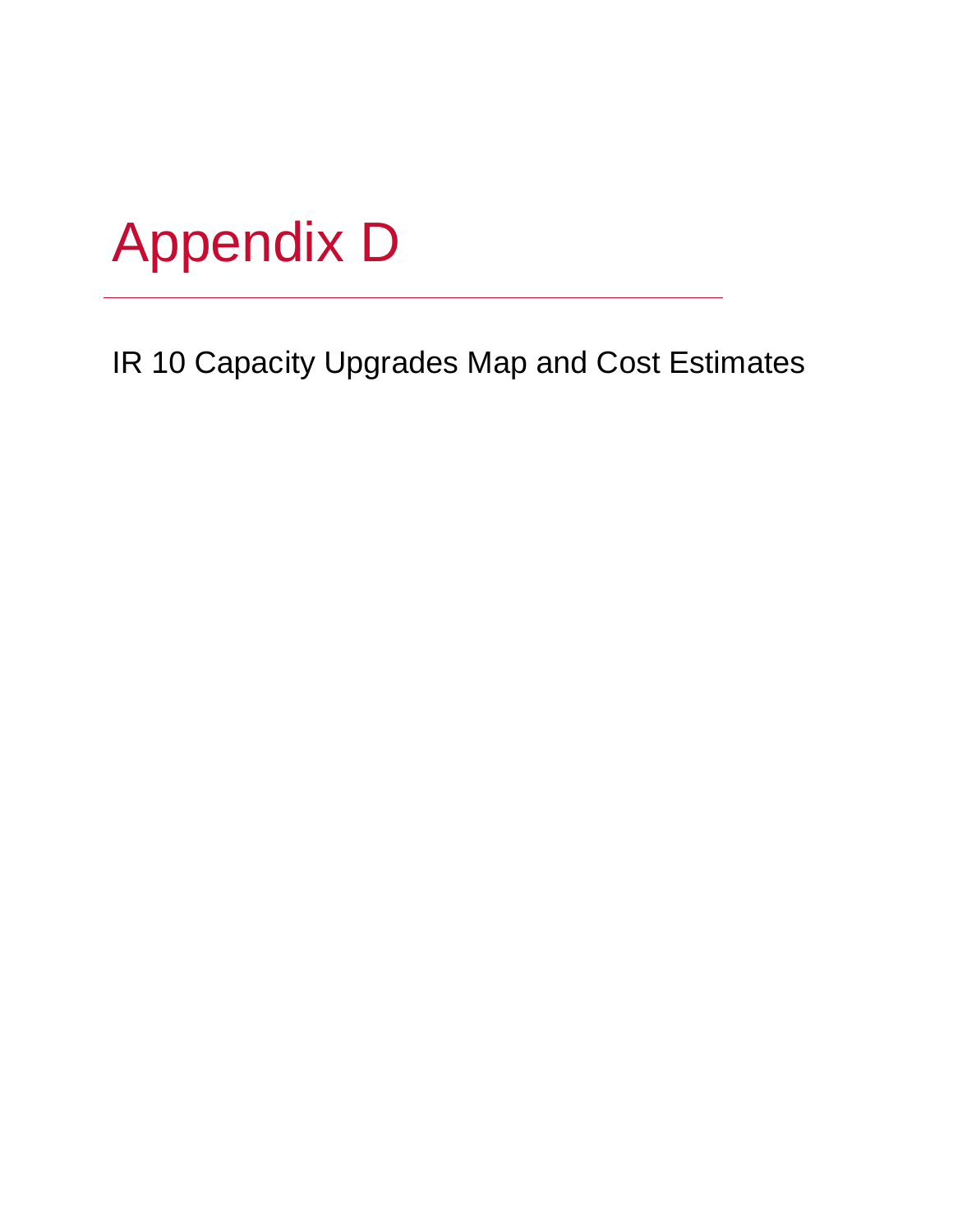# Appendix D

IR 10 Capacity Upgrades Map and Cost Estimates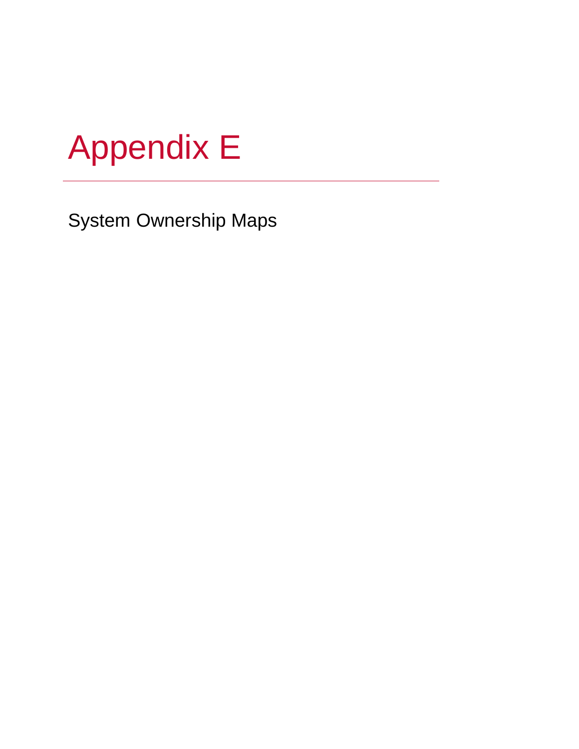# Appendix E

System Ownership Maps